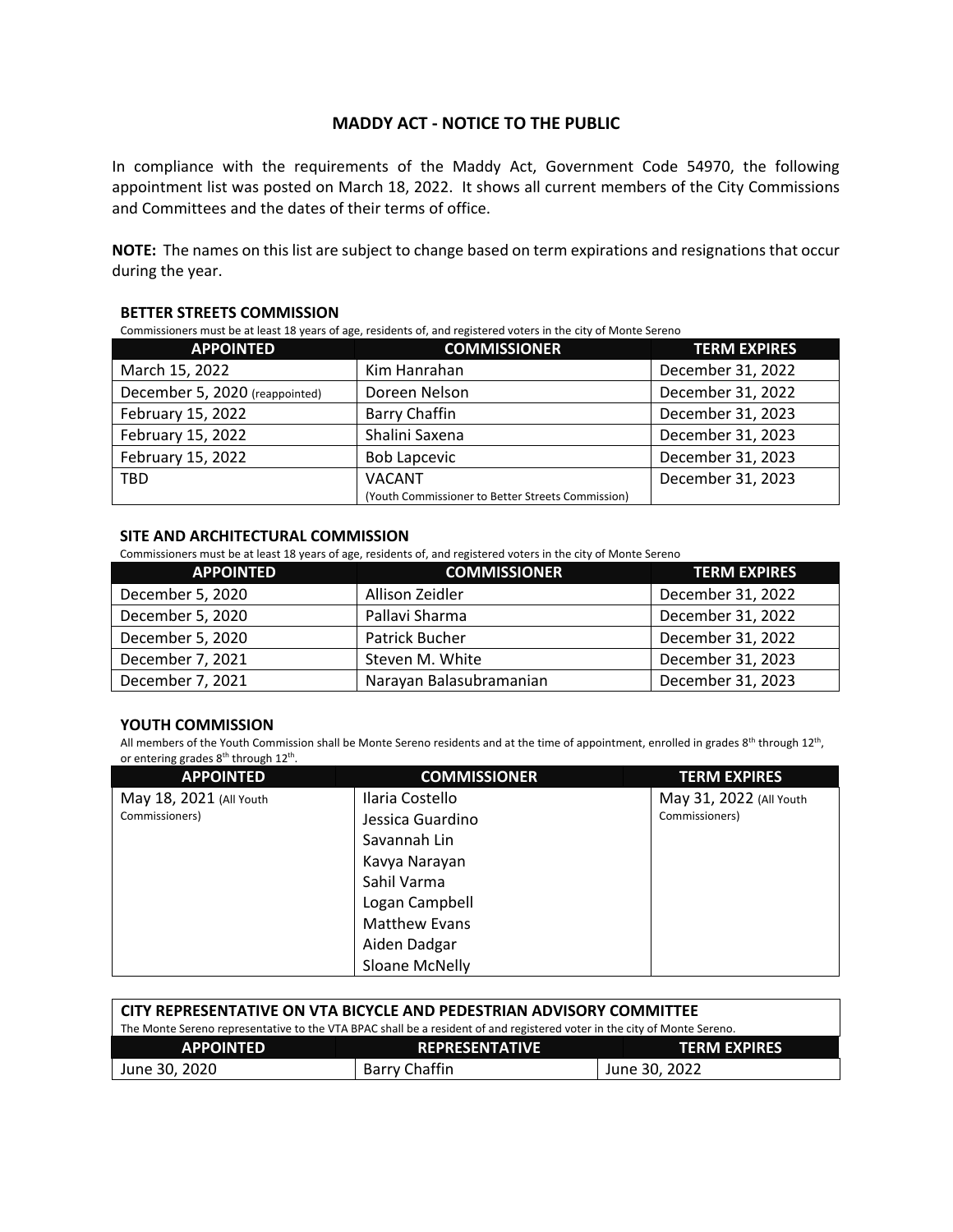# MADDY ACT - NOTICE TO THE PUBLIC

In compliance with the requirements of the Maddy Act, Government Code 54970, the following appointment list was posted on March 18, 2022. It shows all current members of the City Commissions and Committees and the dates of their terms of office.

**NOTE:** The names on this list are subject to change based on term expirations and resignations that occur during the year.

### BETTER STREETS COMMISSION

Commissioners must be at least 18 years of age, residents of, and registered voters in the city of Monte Sereno

| APPOINTED | COMMISSIONER | TERM EXPIRES |
| --- | --- | --- |
| March 15, 2022 | Kim Hanrahan | December 31, 2022 |
| December 5, 2020 (reappointed) | Doreen Nelson | December 31, 2022 |
| February 15, 2022 | Barry Chaffin | December 31, 2023 |
| February 15, 2022 | Shalini Saxena | December 31, 2023 |
| February 15, 2022 | Bob Lapcevic | December 31, 2023 |
| TBD | VACANT (Youth Commissioner to Better Streets Commission) | December 31, 2023 |

### SITE AND ARCHITECTURAL COMMISSION

Commissioners must be at least 18 years of age, residents of, and registered voters in the city of Monte Sereno

| APPOINTED | COMMISSIONER | TERM EXPIRES |
| --- | --- | --- |
| December 5, 2020 | Allison Zeidler | December 31, 2022 |
| December 5, 2020 | Pallavi Sharma | December 31, 2022 |
| December 5, 2020 | Patrick Bucher | December 31, 2022 |
| December 7, 2021 | Steven M. White | December 31, 2023 |
| December 7, 2021 | Narayan Balasubramanian | December 31, 2023 |

### YOUTH COMMISSION

All members of the Youth Commission shall be Monte Sereno residents and at the time of appointment, enrolled in grades 8th through 12th, or entering grades 8th through 12th.

| APPOINTED | COMMISSIONER | TERM EXPIRES |
| --- | --- | --- |
| May 18, 2021 (All Youth Commissioners) | Ilaria Costello<br>Jessica Guardino<br>Savannah Lin<br>Kavya Narayan<br>Sahil Varma<br>Logan Campbell<br>Matthew Evans<br>Aiden Dadgar<br>Sloane McNelly | May 31, 2022 (All Youth Commissioners) |

### CITY REPRESENTATIVE ON VTA BICYCLE AND PEDESTRIAN ADVISORY COMMITTEE

The Monte Sereno representative to the VTA BPAC shall be a resident of and registered voter in the city of Monte Sereno.

| APPOINTED | REPRESENTATIVE | TERM EXPIRES |
| --- | --- | --- |
| June 30, 2020 | Barry Chaffin | June 30, 2022 |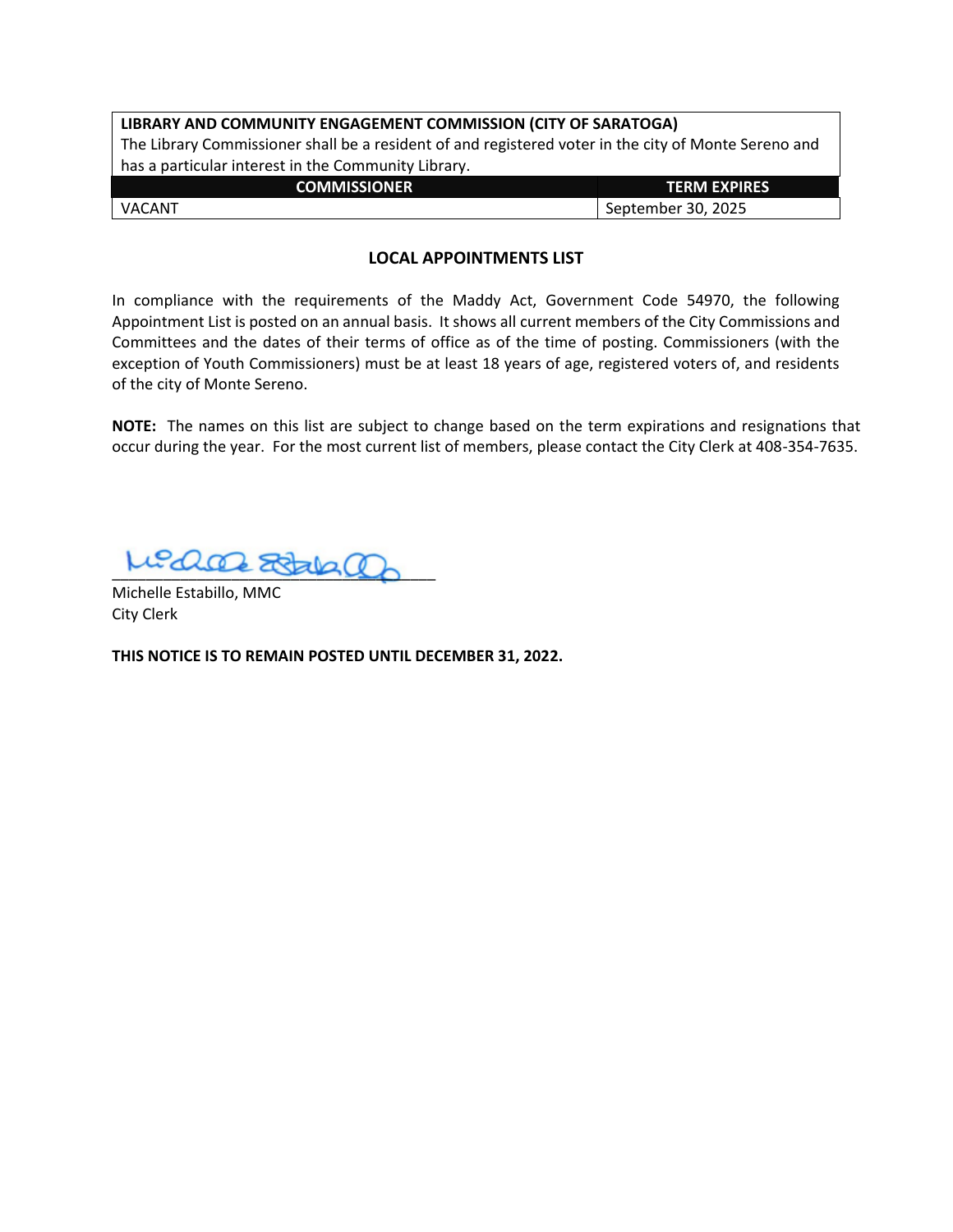| LIBRARY AND COMMUNITY ENGAGEMENT COMMISSION (CITY OF SARATOGA)<br>The Library Commissioner shall be a resident of and registered voter in the city of Monte Sereno and has a particular interest in the Community Library. | |
|---|---|
| **COMMISSIONER** | **TERM EXPIRES** |
| VACANT | September 30, 2025 |

## LOCAL APPOINTMENTS LIST

In compliance with the requirements of the Maddy Act, Government Code 54970, the following Appointment List is posted on an annual basis. It shows all current members of the City Commissions and Committees and the dates of their terms of office as of the time of posting. Commissioners (with the exception of Youth Commissioners) must be at least 18 years of age, registered voters of, and residents of the city of Monte Sereno.

**NOTE:** The names on this list are subject to change based on the term expirations and resignations that occur during the year. For the most current list of members, please contact the City Clerk at 408-354-7635.

Michelle Estabillo, MMC
City Clerk

**THIS NOTICE IS TO REMAIN POSTED UNTIL DECEMBER 31, 2022.**